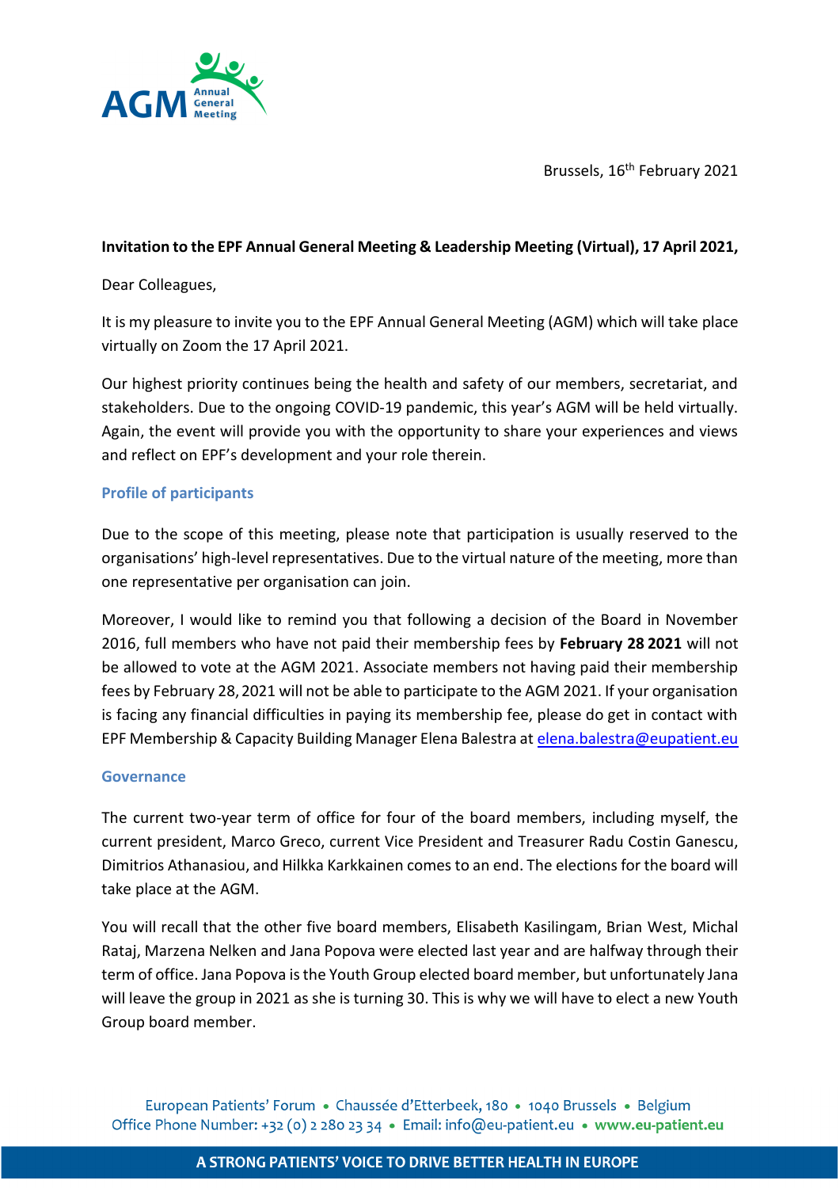Brussels, 16th February 2021

**Invitation to the EPF Annual General Meeting & Leadership Meeting (Virtual), 17 April 2021,**

Dear Colleagues,

It is my pleasure to invite you to the EPF Annual General Meeting (AGM) which will take place virtually on Zoom the 17 April 2021.

Our highest priority continues being the health and safety of our members, secretariat, and stakeholders. Due to the ongoing COVID-19 pandemic, this year's AGM will be held virtually. Again, the event will provide you with the opportunity to share your experiences and views and reflect on EPF's development and your role therein.

## Profile of participants

Due to the scope of this meeting, please note that participation is usually reserved to the organisations' high-level representatives. Due to the virtual nature of the meeting, more than one representative per organisation can join.

Moreover, I would like to remind you that following a decision of the Board in November 2016, full members who have not paid their membership fees by **February 28 2021** will not be allowed to vote at the AGM 2021. Associate members not having paid their membership fees by February 28, 2021 will not be able to participate to the AGM 2021. If your organisation is facing any financial difficulties in paying its membership fee, please do get in contact with EPF Membership & Capacity Building Manager Elena Balestra at elena.balestra@eupatient.eu

## Governance

The current two-year term of office for four of the board members, including myself, the current president, Marco Greco, current Vice President and Treasurer Radu Costin Ganescu, Dimitrios Athanasiou, and Hilkka Karkkainen comes to an end. The elections for the board will take place at the AGM.

You will recall that the other five board members, Elisabeth Kasilingam, Brian West, Michal Rataj, Marzena Nelken and Jana Popova were elected last year and are halfway through their term of office. Jana Popova is the Youth Group elected board member, but unfortunately Jana will leave the group in 2021 as she is turning 30. This is why we will have to elect a new Youth Group board member.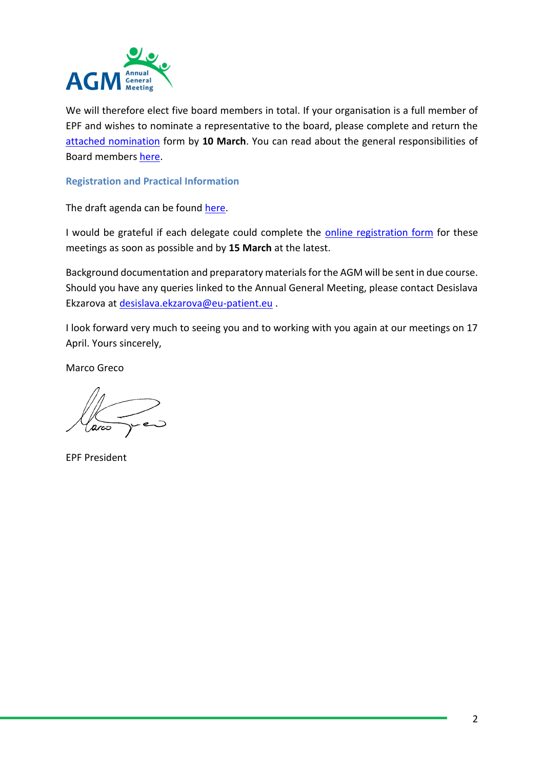We will therefore elect five board members in total. If your organisation is a full member of EPF and wishes to nominate a representative to the board, please complete and return the attached nomination form by **10 March**. You can read about the general responsibilities of Board members here.

### Registration and Practical Information

The draft agenda can be found here.

I would be grateful if each delegate could complete the online registration form for these meetings as soon as possible and by **15 March** at the latest.

Background documentation and preparatory materials for the AGM will be sent in due course. Should you have any queries linked to the Annual General Meeting, please contact Desislava Ekzarova at desislava.ekzarova@eu-patient.eu .

I look forward very much to seeing you and to working with you again at our meetings on 17 April. Yours sincerely,

Marco Greco

EPF President